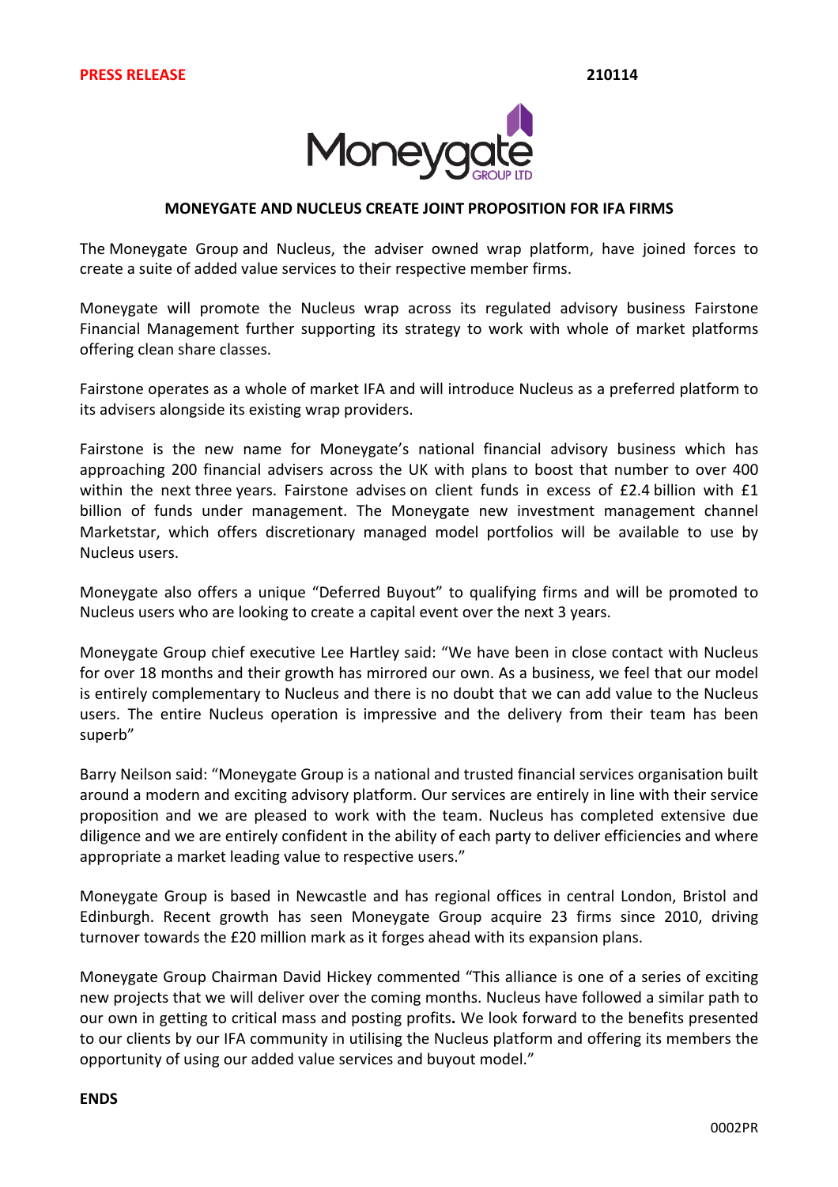**PRESS RELEASE** **210114**

Moneygate GROUP LTD

**MONEYGATE AND NUCLEUS CREATE JOINT PROPOSITION FOR IFA FIRMS**

The Moneygate Group and Nucleus, the adviser owned wrap platform, have joined forces to create a suite of added value services to their respective member firms.

Moneygate will promote the Nucleus wrap across its regulated advisory business Fairstone Financial Management further supporting its strategy to work with whole of market platforms offering clean share classes.

Fairstone operates as a whole of market IFA and will introduce Nucleus as a preferred platform to its advisers alongside its existing wrap providers.

Fairstone is the new name for Moneygate's national financial advisory business which has approaching 200 financial advisers across the UK with plans to boost that number to over 400 within the next three years. Fairstone advises on client funds in excess of £2.4 billion with £1 billion of funds under management. The Moneygate new investment management channel Marketstar, which offers discretionary managed model portfolios will be available to use by Nucleus users.

Moneygate also offers a unique "Deferred Buyout" to qualifying firms and will be promoted to Nucleus users who are looking to create a capital event over the next 3 years.

Moneygate Group chief executive Lee Hartley said: "We have been in close contact with Nucleus for over 18 months and their growth has mirrored our own. As a business, we feel that our model is entirely complementary to Nucleus and there is no doubt that we can add value to the Nucleus users. The entire Nucleus operation is impressive and the delivery from their team has been superb"

Barry Neilson said: "Moneygate Group is a national and trusted financial services organisation built around a modern and exciting advisory platform. Our services are entirely in line with their service proposition and we are pleased to work with the team. Nucleus has completed extensive due diligence and we are entirely confident in the ability of each party to deliver efficiencies and where appropriate a market leading value to respective users."

Moneygate Group is based in Newcastle and has regional offices in central London, Bristol and Edinburgh. Recent growth has seen Moneygate Group acquire 23 firms since 2010, driving turnover towards the £20 million mark as it forges ahead with its expansion plans.

Moneygate Group Chairman David Hickey commented "This alliance is one of a series of exciting new projects that we will deliver over the coming months. Nucleus have followed a similar path to our own in getting to critical mass and posting profits. We look forward to the benefits presented to our clients by our IFA community in utilising the Nucleus platform and offering its members the opportunity of using our added value services and buyout model."

**ENDS**

0002PR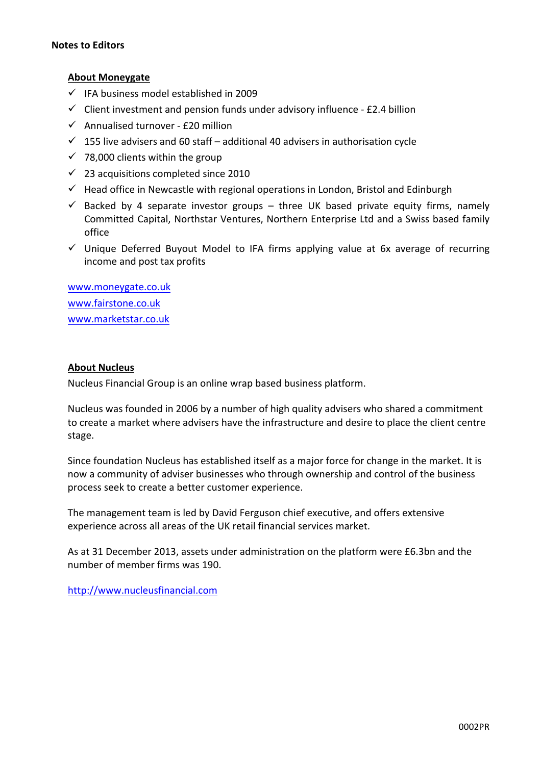**Notes to Editors**

**About Moneygate**

- ✓ IFA business model established in 2009
- ✓ Client investment and pension funds under advisory influence - £2.4 billion
- ✓ Annualised turnover - £20 million
- ✓ 155 live advisers and 60 staff – additional 40 advisers in authorisation cycle
- ✓ 78,000 clients within the group
- ✓ 23 acquisitions completed since 2010
- ✓ Head office in Newcastle with regional operations in London, Bristol and Edinburgh
- ✓ Backed by 4 separate investor groups – three UK based private equity firms, namely Committed Capital, Northstar Ventures, Northern Enterprise Ltd and a Swiss based family office
- ✓ Unique Deferred Buyout Model to IFA firms applying value at 6x average of recurring income and post tax profits

www.moneygate.co.uk
www.fairstone.co.uk
www.marketstar.co.uk

**About Nucleus**

Nucleus Financial Group is an online wrap based business platform.

Nucleus was founded in 2006 by a number of high quality advisers who shared a commitment to create a market where advisers have the infrastructure and desire to place the client centre stage.

Since foundation Nucleus has established itself as a major force for change in the market. It is now a community of adviser businesses who through ownership and control of the business process seek to create a better customer experience.

The management team is led by David Ferguson chief executive, and offers extensive experience across all areas of the UK retail financial services market.

As at 31 December 2013, assets under administration on the platform were £6.3bn and the number of member firms was 190.

http://www.nucleusfinancial.com

0002PR